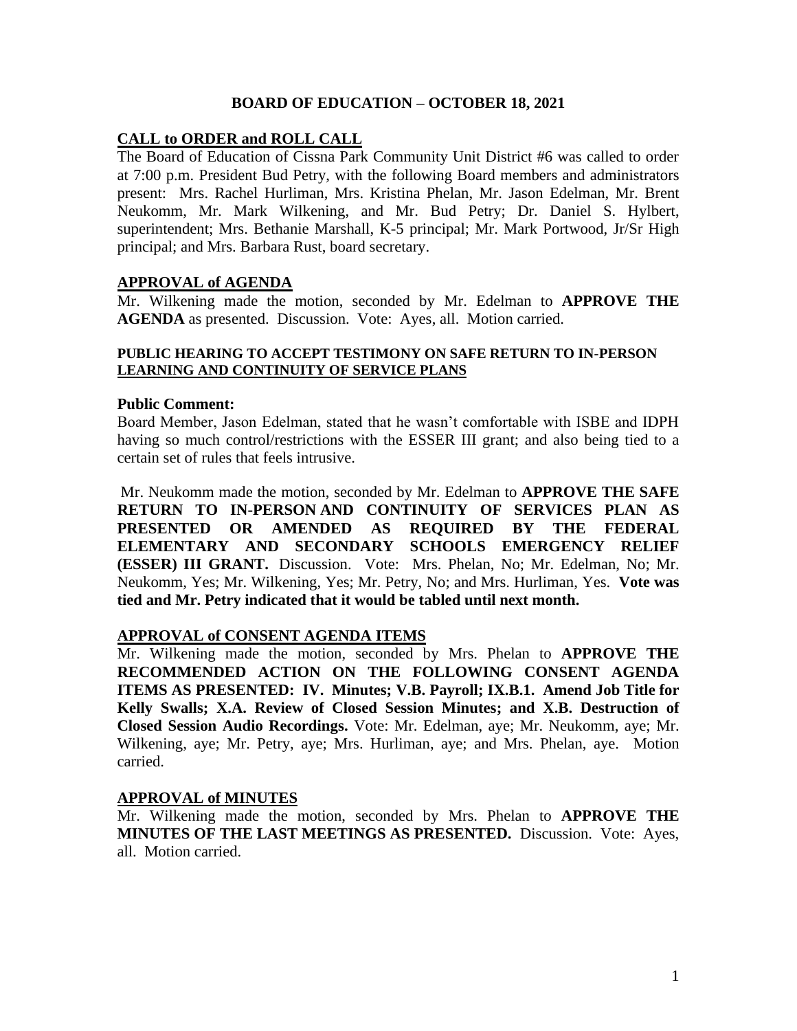# BOARD OF EDUCATION – OCTOBER 18, 2021

## CALL to ORDER and ROLL CALL

The Board of Education of Cissna Park Community Unit District #6 was called to order at 7:00 p.m. President Bud Petry, with the following Board members and administrators present: Mrs. Rachel Hurliman, Mrs. Kristina Phelan, Mr. Jason Edelman, Mr. Brent Neukomm, Mr. Mark Wilkening, and Mr. Bud Petry; Dr. Daniel S. Hylbert, superintendent; Mrs. Bethanie Marshall, K-5 principal; Mr. Mark Portwood, Jr/Sr High principal; and Mrs. Barbara Rust, board secretary.

## APPROVAL of AGENDA

Mr. Wilkening made the motion, seconded by Mr. Edelman to **APPROVE THE AGENDA** as presented. Discussion. Vote: Ayes, all. Motion carried.

### PUBLIC HEARING TO ACCEPT TESTIMONY ON SAFE RETURN TO IN-PERSON LEARNING AND CONTINUITY OF SERVICE PLANS

**Public Comment:**

Board Member, Jason Edelman, stated that he wasn't comfortable with ISBE and IDPH having so much control/restrictions with the ESSER III grant; and also being tied to a certain set of rules that feels intrusive.

Mr. Neukomm made the motion, seconded by Mr. Edelman to **APPROVE THE SAFE RETURN TO IN-PERSON AND CONTINUITY OF SERVICES PLAN AS PRESENTED OR AMENDED AS REQUIRED BY THE FEDERAL ELEMENTARY AND SECONDARY SCHOOLS EMERGENCY RELIEF (ESSER) III GRANT.** Discussion. Vote: Mrs. Phelan, No; Mr. Edelman, No; Mr. Neukomm, Yes; Mr. Wilkening, Yes; Mr. Petry, No; and Mrs. Hurliman, Yes. **Vote was tied and Mr. Petry indicated that it would be tabled until next month.**

## APPROVAL of CONSENT AGENDA ITEMS

Mr. Wilkening made the motion, seconded by Mrs. Phelan to **APPROVE THE RECOMMENDED ACTION ON THE FOLLOWING CONSENT AGENDA ITEMS AS PRESENTED: IV. Minutes; V.B. Payroll; IX.B.1. Amend Job Title for Kelly Swalls; X.A. Review of Closed Session Minutes; and X.B. Destruction of Closed Session Audio Recordings.** Vote: Mr. Edelman, aye; Mr. Neukomm, aye; Mr. Wilkening, aye; Mr. Petry, aye; Mrs. Hurliman, aye; and Mrs. Phelan, aye. Motion carried.

## APPROVAL of MINUTES

Mr. Wilkening made the motion, seconded by Mrs. Phelan to **APPROVE THE MINUTES OF THE LAST MEETINGS AS PRESENTED.** Discussion. Vote: Ayes, all. Motion carried.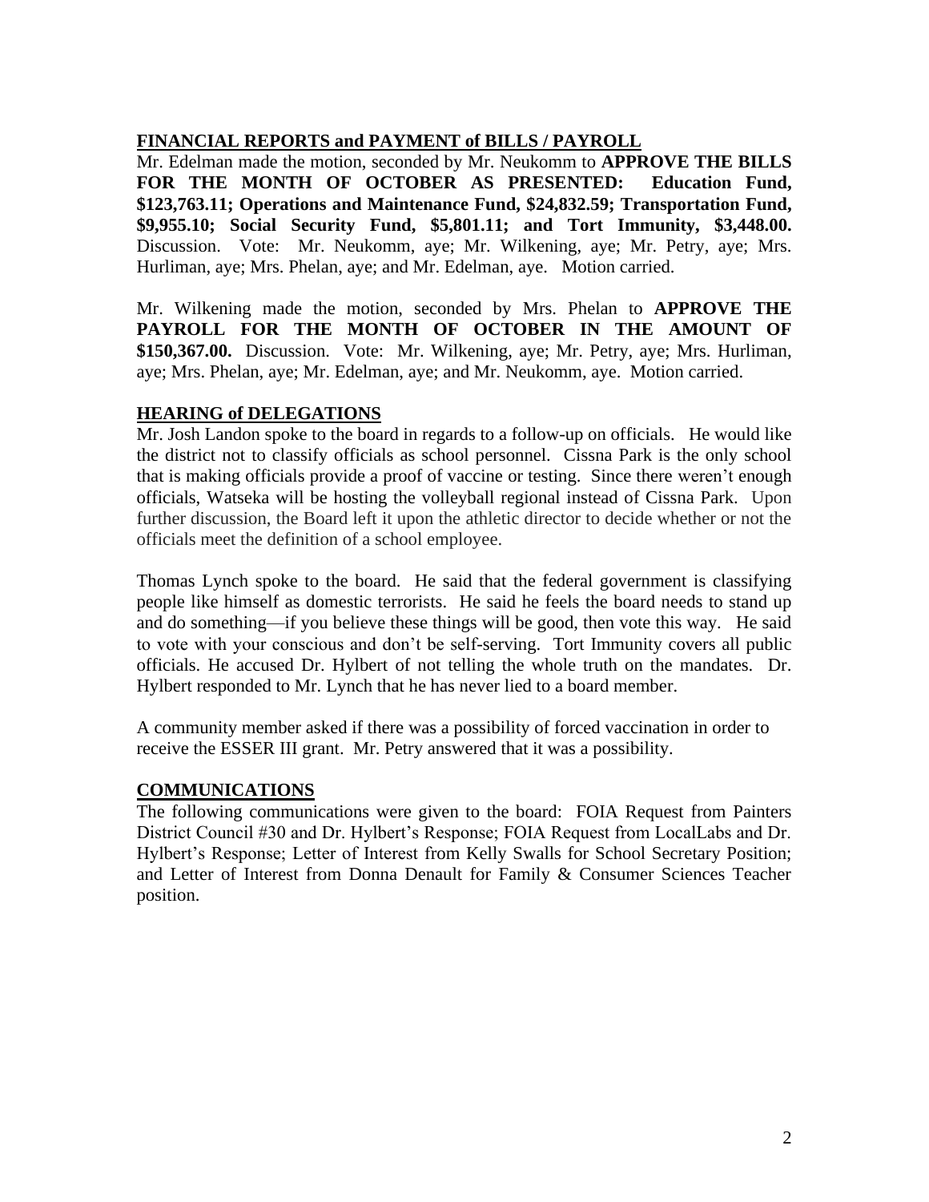## FINANCIAL REPORTS and PAYMENT of BILLS / PAYROLL

Mr. Edelman made the motion, seconded by Mr. Neukomm to **APPROVE THE BILLS FOR THE MONTH OF OCTOBER AS PRESENTED: Education Fund, $123,763.11; Operations and Maintenance Fund, $24,832.59; Transportation Fund, $9,955.10; Social Security Fund, $5,801.11; and Tort Immunity, $3,448.00.** Discussion. Vote: Mr. Neukomm, aye; Mr. Wilkening, aye; Mr. Petry, aye; Mrs. Hurliman, aye; Mrs. Phelan, aye; and Mr. Edelman, aye. Motion carried.

Mr. Wilkening made the motion, seconded by Mrs. Phelan to **APPROVE THE PAYROLL FOR THE MONTH OF OCTOBER IN THE AMOUNT OF $150,367.00.** Discussion. Vote: Mr. Wilkening, aye; Mr. Petry, aye; Mrs. Hurliman, aye; Mrs. Phelan, aye; Mr. Edelman, aye; and Mr. Neukomm, aye. Motion carried.

## HEARING of DELEGATIONS

Mr. Josh Landon spoke to the board in regards to a follow-up on officials. He would like the district not to classify officials as school personnel. Cissna Park is the only school that is making officials provide a proof of vaccine or testing. Since there weren't enough officials, Watseka will be hosting the volleyball regional instead of Cissna Park. Upon further discussion, the Board left it upon the athletic director to decide whether or not the officials meet the definition of a school employee.

Thomas Lynch spoke to the board. He said that the federal government is classifying people like himself as domestic terrorists. He said he feels the board needs to stand up and do something—if you believe these things will be good, then vote this way. He said to vote with your conscious and don't be self-serving. Tort Immunity covers all public officials. He accused Dr. Hylbert of not telling the whole truth on the mandates. Dr. Hylbert responded to Mr. Lynch that he has never lied to a board member.

A community member asked if there was a possibility of forced vaccination in order to receive the ESSER III grant. Mr. Petry answered that it was a possibility.

## COMMUNICATIONS

The following communications were given to the board: FOIA Request from Painters District Council #30 and Dr. Hylbert's Response; FOIA Request from LocalLabs and Dr. Hylbert's Response; Letter of Interest from Kelly Swalls for School Secretary Position; and Letter of Interest from Donna Denault for Family & Consumer Sciences Teacher position.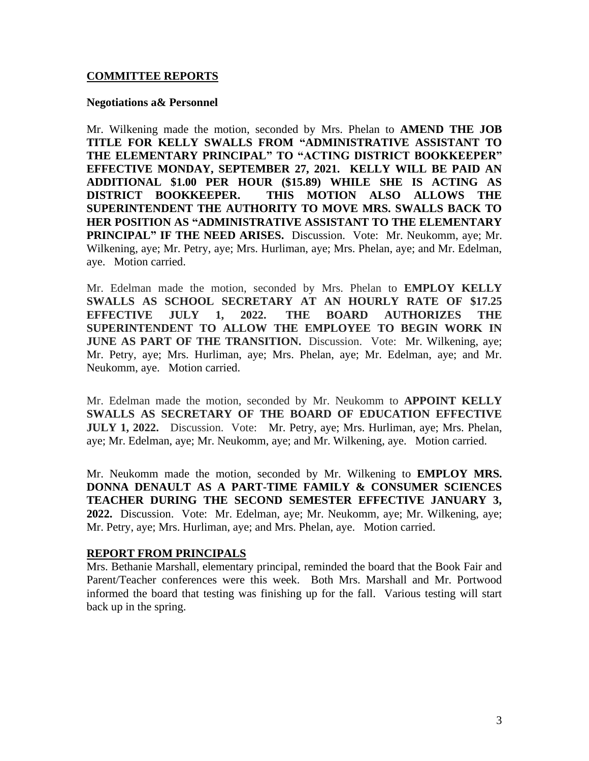## COMMITTEE REPORTS

**Negotiations a& Personnel**

Mr. Wilkening made the motion, seconded by Mrs. Phelan to **AMEND THE JOB TITLE FOR KELLY SWALLS FROM "ADMINISTRATIVE ASSISTANT TO THE ELEMENTARY PRINCIPAL" TO "ACTING DISTRICT BOOKKEEPER" EFFECTIVE MONDAY, SEPTEMBER 27, 2021. KELLY WILL BE PAID AN ADDITIONAL $1.00 PER HOUR ($15.89) WHILE SHE IS ACTING AS DISTRICT BOOKKEEPER. THIS MOTION ALSO ALLOWS THE SUPERINTENDENT THE AUTHORITY TO MOVE MRS. SWALLS BACK TO HER POSITION AS "ADMINISTRATIVE ASSISTANT TO THE ELEMENTARY PRINCIPAL" IF THE NEED ARISES.** Discussion. Vote: Mr. Neukomm, aye; Mr. Wilkening, aye; Mr. Petry, aye; Mrs. Hurliman, aye; Mrs. Phelan, aye; and Mr. Edelman, aye. Motion carried.

Mr. Edelman made the motion, seconded by Mrs. Phelan to **EMPLOY KELLY SWALLS AS SCHOOL SECRETARY AT AN HOURLY RATE OF $17.25 EFFECTIVE JULY 1, 2022. THE BOARD AUTHORIZES THE SUPERINTENDENT TO ALLOW THE EMPLOYEE TO BEGIN WORK IN JUNE AS PART OF THE TRANSITION.** Discussion. Vote: Mr. Wilkening, aye; Mr. Petry, aye; Mrs. Hurliman, aye; Mrs. Phelan, aye; Mr. Edelman, aye; and Mr. Neukomm, aye. Motion carried.

Mr. Edelman made the motion, seconded by Mr. Neukomm to **APPOINT KELLY SWALLS AS SECRETARY OF THE BOARD OF EDUCATION EFFECTIVE JULY 1, 2022.** Discussion. Vote: Mr. Petry, aye; Mrs. Hurliman, aye; Mrs. Phelan, aye; Mr. Edelman, aye; Mr. Neukomm, aye; and Mr. Wilkening, aye. Motion carried.

Mr. Neukomm made the motion, seconded by Mr. Wilkening to **EMPLOY MRS. DONNA DENAULT AS A PART-TIME FAMILY & CONSUMER SCIENCES TEACHER DURING THE SECOND SEMESTER EFFECTIVE JANUARY 3, 2022.** Discussion. Vote: Mr. Edelman, aye; Mr. Neukomm, aye; Mr. Wilkening, aye; Mr. Petry, aye; Mrs. Hurliman, aye; and Mrs. Phelan, aye. Motion carried.

## REPORT FROM PRINCIPALS

Mrs. Bethanie Marshall, elementary principal, reminded the board that the Book Fair and Parent/Teacher conferences were this week. Both Mrs. Marshall and Mr. Portwood informed the board that testing was finishing up for the fall. Various testing will start back up in the spring.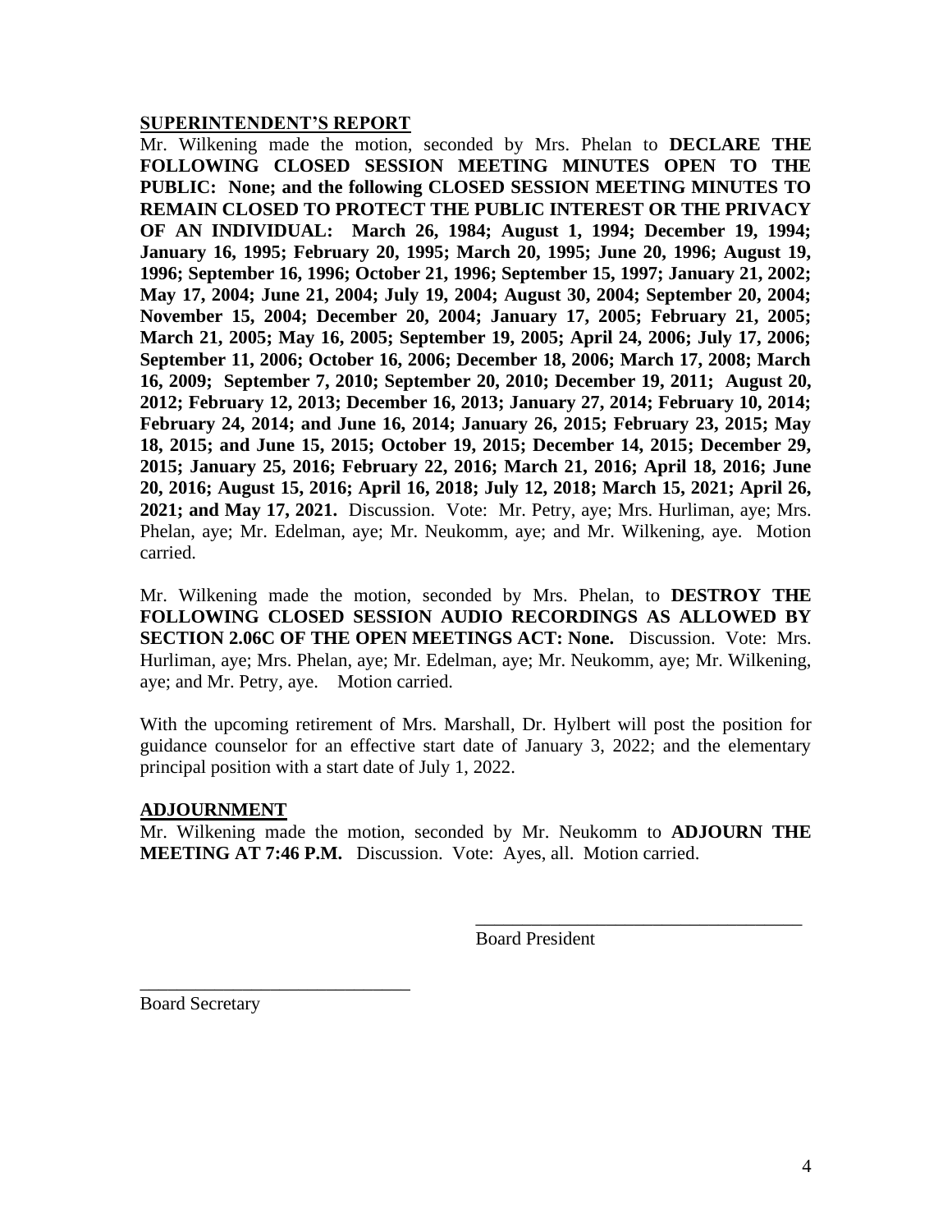## SUPERINTENDENT'S REPORT

Mr. Wilkening made the motion, seconded by Mrs. Phelan to **DECLARE THE FOLLOWING CLOSED SESSION MEETING MINUTES OPEN TO THE PUBLIC: None; and the following CLOSED SESSION MEETING MINUTES TO REMAIN CLOSED TO PROTECT THE PUBLIC INTEREST OR THE PRIVACY OF AN INDIVIDUAL: March 26, 1984; August 1, 1994; December 19, 1994; January 16, 1995; February 20, 1995; March 20, 1995; June 20, 1996; August 19, 1996; September 16, 1996; October 21, 1996; September 15, 1997; January 21, 2002; May 17, 2004; June 21, 2004; July 19, 2004; August 30, 2004; September 20, 2004; November 15, 2004; December 20, 2004; January 17, 2005; February 21, 2005; March 21, 2005; May 16, 2005; September 19, 2005; April 24, 2006; July 17, 2006; September 11, 2006; October 16, 2006; December 18, 2006; March 17, 2008; March 16, 2009; September 7, 2010; September 20, 2010; December 19, 2011; August 20, 2012; February 12, 2013; December 16, 2013; January 27, 2014; February 10, 2014; February 24, 2014; and June 16, 2014; January 26, 2015; February 23, 2015; May 18, 2015; and June 15, 2015; October 19, 2015; December 14, 2015; December 29, 2015; January 25, 2016; February 22, 2016; March 21, 2016; April 18, 2016; June 20, 2016; August 15, 2016; April 16, 2018; July 12, 2018; March 15, 2021; April 26, 2021; and May 17, 2021.** Discussion. Vote: Mr. Petry, aye; Mrs. Hurliman, aye; Mrs. Phelan, aye; Mr. Edelman, aye; Mr. Neukomm, aye; and Mr. Wilkening, aye. Motion carried.

Mr. Wilkening made the motion, seconded by Mrs. Phelan, to **DESTROY THE FOLLOWING CLOSED SESSION AUDIO RECORDINGS AS ALLOWED BY SECTION 2.06C OF THE OPEN MEETINGS ACT: None.** Discussion. Vote: Mrs. Hurliman, aye; Mrs. Phelan, aye; Mr. Edelman, aye; Mr. Neukomm, aye; Mr. Wilkening, aye; and Mr. Petry, aye. Motion carried.

With the upcoming retirement of Mrs. Marshall, Dr. Hylbert will post the position for guidance counselor for an effective start date of January 3, 2022; and the elementary principal position with a start date of July 1, 2022.

## ADJOURNMENT

Mr. Wilkening made the motion, seconded by Mr. Neukomm to **ADJOURN THE MEETING AT 7:46 P.M.** Discussion. Vote: Ayes, all. Motion carried.

\_\_\_\_\_\_\_\_\_\_\_\_\_\_\_\_\_\_\_\_\_\_\_\_\_\_\_\_\_\_\_\_\_\_\_\_
Board President

\_\_\_\_\_\_\_\_\_\_\_\_\_\_\_\_\_\_\_\_\_\_\_\_\_\_\_\_\_\_
Board Secretary